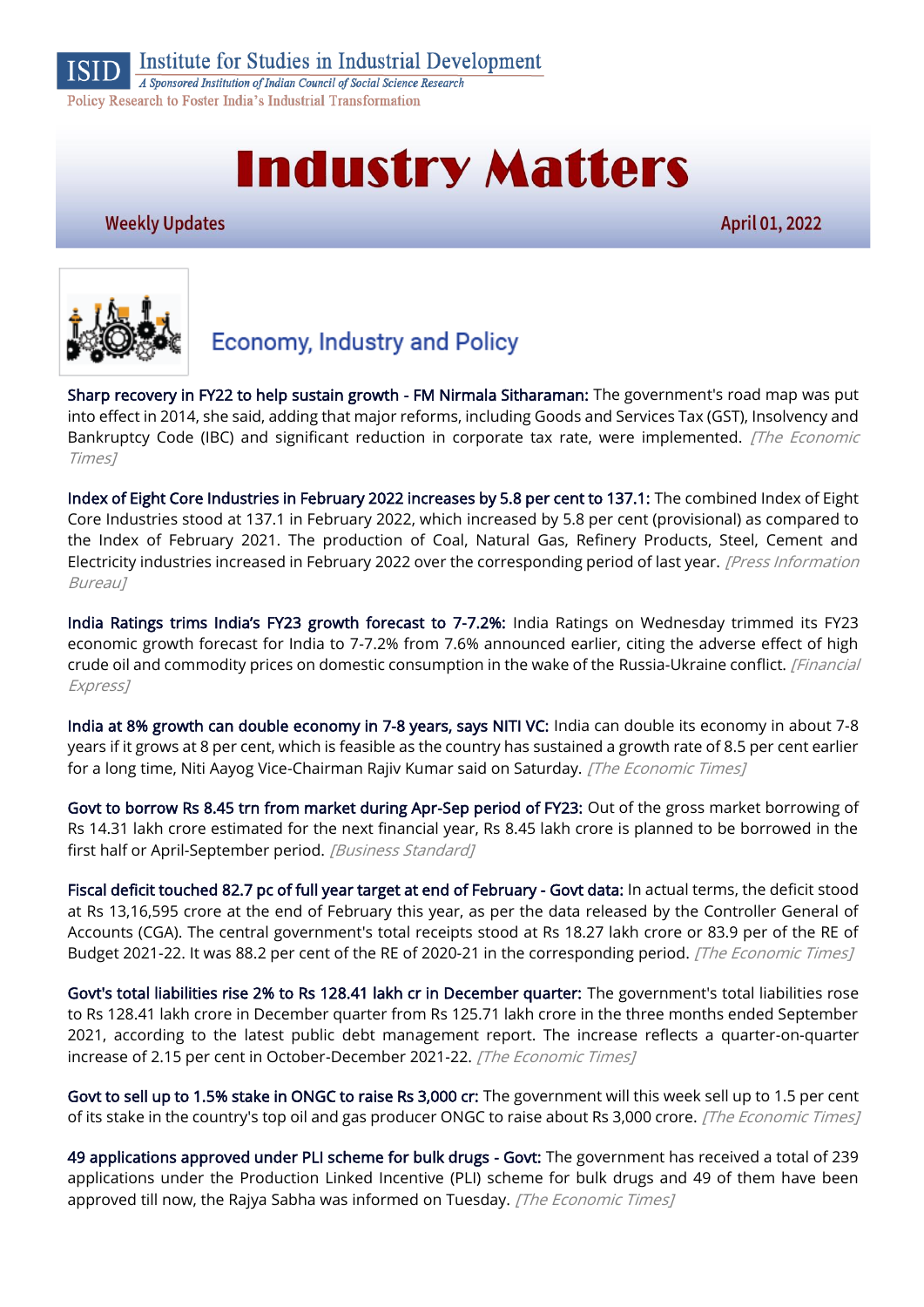Institute for Studies in Industrial Development

*A Sponsored Institution of Indian Council of Social Science Research*

Policy Research to Foster India's Industrial Transformation

# Industry Matters

Weekly Updates — April 01, 2022

## Economy, Industry and Policy

**Sharp recovery in FY22 to help sustain growth - FM Nirmala Sitharaman:** The government's road map was put into effect in 2014, she said, adding that major reforms, including Goods and Services Tax (GST), Insolvency and Bankruptcy Code (IBC) and significant reduction in corporate tax rate, were implemented. *[The Economic Times]*

**Index of Eight Core Industries in February 2022 increases by 5.8 per cent to 137.1:** The combined Index of Eight Core Industries stood at 137.1 in February 2022, which increased by 5.8 per cent (provisional) as compared to the Index of February 2021. The production of Coal, Natural Gas, Refinery Products, Steel, Cement and Electricity industries increased in February 2022 over the corresponding period of last year. *[Press Information Bureau]*

**India Ratings trims India's FY23 growth forecast to 7-7.2%:** India Ratings on Wednesday trimmed its FY23 economic growth forecast for India to 7-7.2% from 7.6% announced earlier, citing the adverse effect of high crude oil and commodity prices on domestic consumption in the wake of the Russia-Ukraine conflict. *[Financial Express]*

**India at 8% growth can double economy in 7-8 years, says NITI VC:** India can double its economy in about 7-8 years if it grows at 8 per cent, which is feasible as the country has sustained a growth rate of 8.5 per cent earlier for a long time, Niti Aayog Vice-Chairman Rajiv Kumar said on Saturday. *[The Economic Times]*

**Govt to borrow Rs 8.45 trn from market during Apr-Sep period of FY23:** Out of the gross market borrowing of Rs 14.31 lakh crore estimated for the next financial year, Rs 8.45 lakh crore is planned to be borrowed in the first half or April-September period. *[Business Standard]*

**Fiscal deficit touched 82.7 pc of full year target at end of February - Govt data:** In actual terms, the deficit stood at Rs 13,16,595 crore at the end of February this year, as per the data released by the Controller General of Accounts (CGA). The central government's total receipts stood at Rs 18.27 lakh crore or 83.9 per of the RE of Budget 2021-22. It was 88.2 per cent of the RE of 2020-21 in the corresponding period. *[The Economic Times]*

**Govt's total liabilities rise 2% to Rs 128.41 lakh cr in December quarter:** The government's total liabilities rose to Rs 128.41 lakh crore in December quarter from Rs 125.71 lakh crore in the three months ended September 2021, according to the latest public debt management report. The increase reflects a quarter-on-quarter increase of 2.15 per cent in October-December 2021-22. *[The Economic Times]*

**Govt to sell up to 1.5% stake in ONGC to raise Rs 3,000 cr:** The government will this week sell up to 1.5 per cent of its stake in the country's top oil and gas producer ONGC to raise about Rs 3,000 crore. *[The Economic Times]*

**49 applications approved under PLI scheme for bulk drugs - Govt:** The government has received a total of 239 applications under the Production Linked Incentive (PLI) scheme for bulk drugs and 49 of them have been approved till now, the Rajya Sabha was informed on Tuesday. *[The Economic Times]*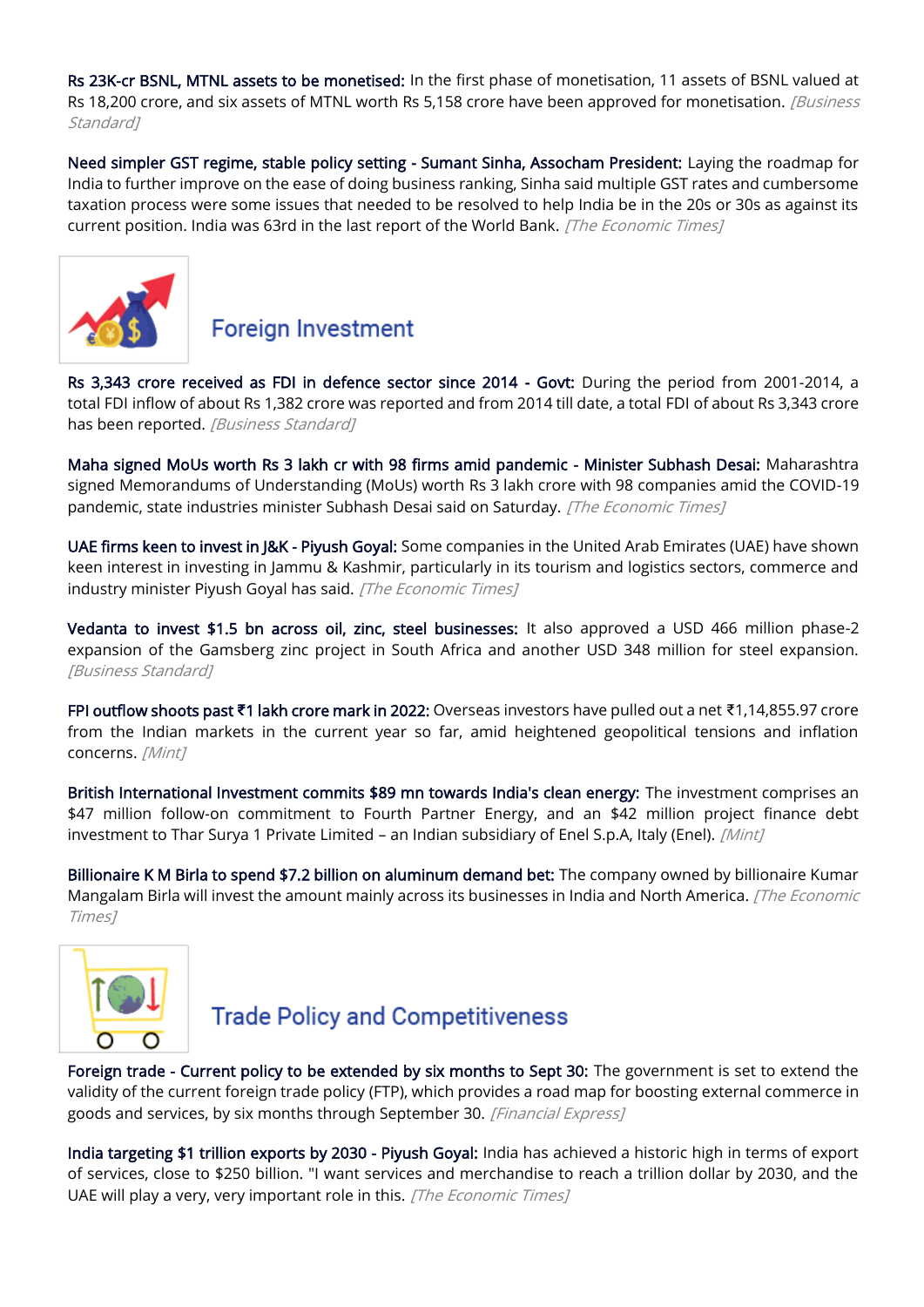**Rs 23K-cr BSNL, MTNL assets to be monetised:** In the first phase of monetisation, 11 assets of BSNL valued at Rs 18,200 crore, and six assets of MTNL worth Rs 5,158 crore have been approved for monetisation. *[Business Standard]*

**Need simpler GST regime, stable policy setting - Sumant Sinha, Assocham President:** Laying the roadmap for India to further improve on the ease of doing business ranking, Sinha said multiple GST rates and cumbersome taxation process were some issues that needed to be resolved to help India be in the 20s or 30s as against its current position. India was 63rd in the last report of the World Bank. *[The Economic Times]*

## Foreign Investment

**Rs 3,343 crore received as FDI in defence sector since 2014 - Govt:** During the period from 2001-2014, a total FDI inflow of about Rs 1,382 crore was reported and from 2014 till date, a total FDI of about Rs 3,343 crore has been reported. *[Business Standard]*

**Maha signed MoUs worth Rs 3 lakh cr with 98 firms amid pandemic - Minister Subhash Desai:** Maharashtra signed Memorandums of Understanding (MoUs) worth Rs 3 lakh crore with 98 companies amid the COVID-19 pandemic, state industries minister Subhash Desai said on Saturday. *[The Economic Times]*

**UAE firms keen to invest in J&K - Piyush Goyal:** Some companies in the United Arab Emirates (UAE) have shown keen interest in investing in Jammu & Kashmir, particularly in its tourism and logistics sectors, commerce and industry minister Piyush Goyal has said. *[The Economic Times]*

**Vedanta to invest $1.5 bn across oil, zinc, steel businesses:** It also approved a USD 466 million phase-2 expansion of the Gamsberg zinc project in South Africa and another USD 348 million for steel expansion. *[Business Standard]*

**FPI outflow shoots past ₹1 lakh crore mark in 2022:** Overseas investors have pulled out a net ₹1,14,855.97 crore from the Indian markets in the current year so far, amid heightened geopolitical tensions and inflation concerns. *[Mint]*

**British International Investment commits $89 mn towards India's clean energy:** The investment comprises an $47 million follow-on commitment to Fourth Partner Energy, and an $42 million project finance debt investment to Thar Surya 1 Private Limited – an Indian subsidiary of Enel S.p.A, Italy (Enel). *[Mint]*

**Billionaire K M Birla to spend $7.2 billion on aluminum demand bet:** The company owned by billionaire Kumar Mangalam Birla will invest the amount mainly across its businesses in India and North America. *[The Economic Times]*

## Trade Policy and Competitiveness

**Foreign trade - Current policy to be extended by six months to Sept 30:** The government is set to extend the validity of the current foreign trade policy (FTP), which provides a road map for boosting external commerce in goods and services, by six months through September 30. *[Financial Express]*

**India targeting $1 trillion exports by 2030 - Piyush Goyal:** India has achieved a historic high in terms of export of services, close to $250 billion. "I want services and merchandise to reach a trillion dollar by 2030, and the UAE will play a very, very important role in this. *[The Economic Times]*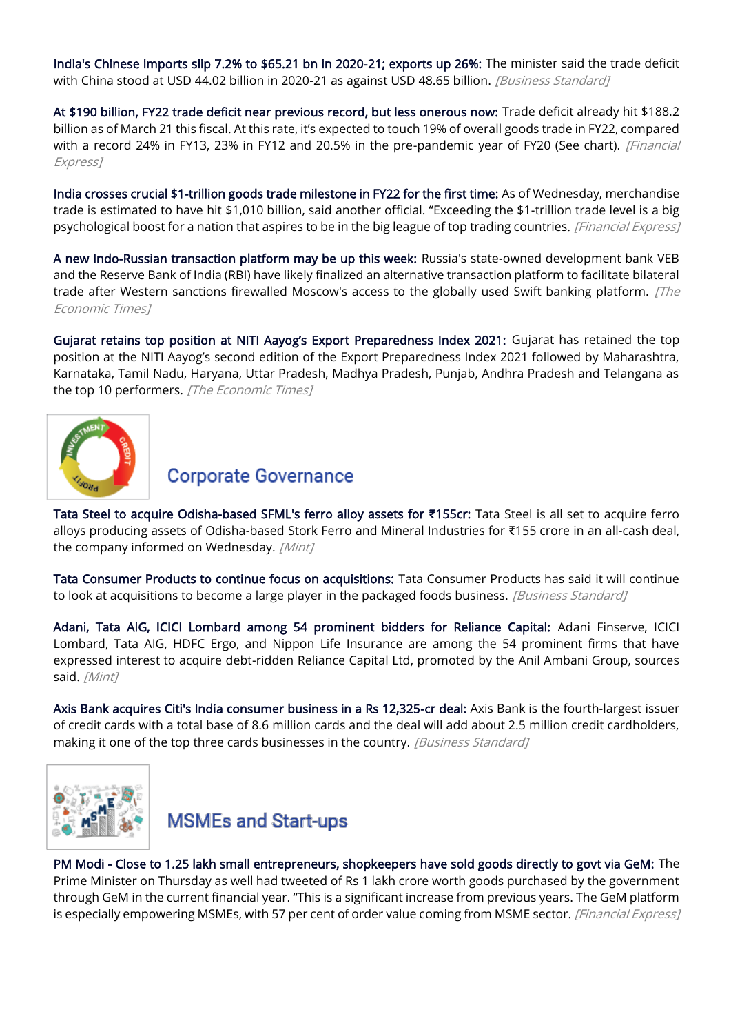**India's Chinese imports slip 7.2% to $65.21 bn in 2020-21; exports up 26%:** The minister said the trade deficit with China stood at USD 44.02 billion in 2020-21 as against USD 48.65 billion. *[Business Standard]*

**At $190 billion, FY22 trade deficit near previous record, but less onerous now:** Trade deficit already hit $188.2 billion as of March 21 this fiscal. At this rate, it's expected to touch 19% of overall goods trade in FY22, compared with a record 24% in FY13, 23% in FY12 and 20.5% in the pre-pandemic year of FY20 (See chart). *[Financial Express]*

**India crosses crucial $1-trillion goods trade milestone in FY22 for the first time:** As of Wednesday, merchandise trade is estimated to have hit $1,010 billion, said another official. "Exceeding the $1-trillion trade level is a big psychological boost for a nation that aspires to be in the big league of top trading countries. *[Financial Express]*

**A new Indo-Russian transaction platform may be up this week:** Russia's state-owned development bank VEB and the Reserve Bank of India (RBI) have likely finalized an alternative transaction platform to facilitate bilateral trade after Western sanctions firewalled Moscow's access to the globally used Swift banking platform. *[The Economic Times]*

**Gujarat retains top position at NITI Aayog's Export Preparedness Index 2021:** Gujarat has retained the top position at the NITI Aayog's second edition of the Export Preparedness Index 2021 followed by Maharashtra, Karnataka, Tamil Nadu, Haryana, Uttar Pradesh, Madhya Pradesh, Punjab, Andhra Pradesh and Telangana as the top 10 performers. *[The Economic Times]*

## Corporate Governance

**Tata Steel to acquire Odisha-based SFML's ferro alloy assets for ₹155cr:** Tata Steel is all set to acquire ferro alloys producing assets of Odisha-based Stork Ferro and Mineral Industries for ₹155 crore in an all-cash deal, the company informed on Wednesday. *[Mint]*

**Tata Consumer Products to continue focus on acquisitions:** Tata Consumer Products has said it will continue to look at acquisitions to become a large player in the packaged foods business. *[Business Standard]*

**Adani, Tata AIG, ICICI Lombard among 54 prominent bidders for Reliance Capital:** Adani Finserve, ICICI Lombard, Tata AIG, HDFC Ergo, and Nippon Life Insurance are among the 54 prominent firms that have expressed interest to acquire debt-ridden Reliance Capital Ltd, promoted by the Anil Ambani Group, sources said. *[Mint]*

**Axis Bank acquires Citi's India consumer business in a Rs 12,325-cr deal:** Axis Bank is the fourth-largest issuer of credit cards with a total base of 8.6 million cards and the deal will add about 2.5 million credit cardholders, making it one of the top three cards businesses in the country. *[Business Standard]*

## MSMEs and Start-ups

**PM Modi - Close to 1.25 lakh small entrepreneurs, shopkeepers have sold goods directly to govt via GeM:** The Prime Minister on Thursday as well had tweeted of Rs 1 lakh crore worth goods purchased by the government through GeM in the current financial year. "This is a significant increase from previous years. The GeM platform is especially empowering MSMEs, with 57 per cent of order value coming from MSME sector. *[Financial Express]*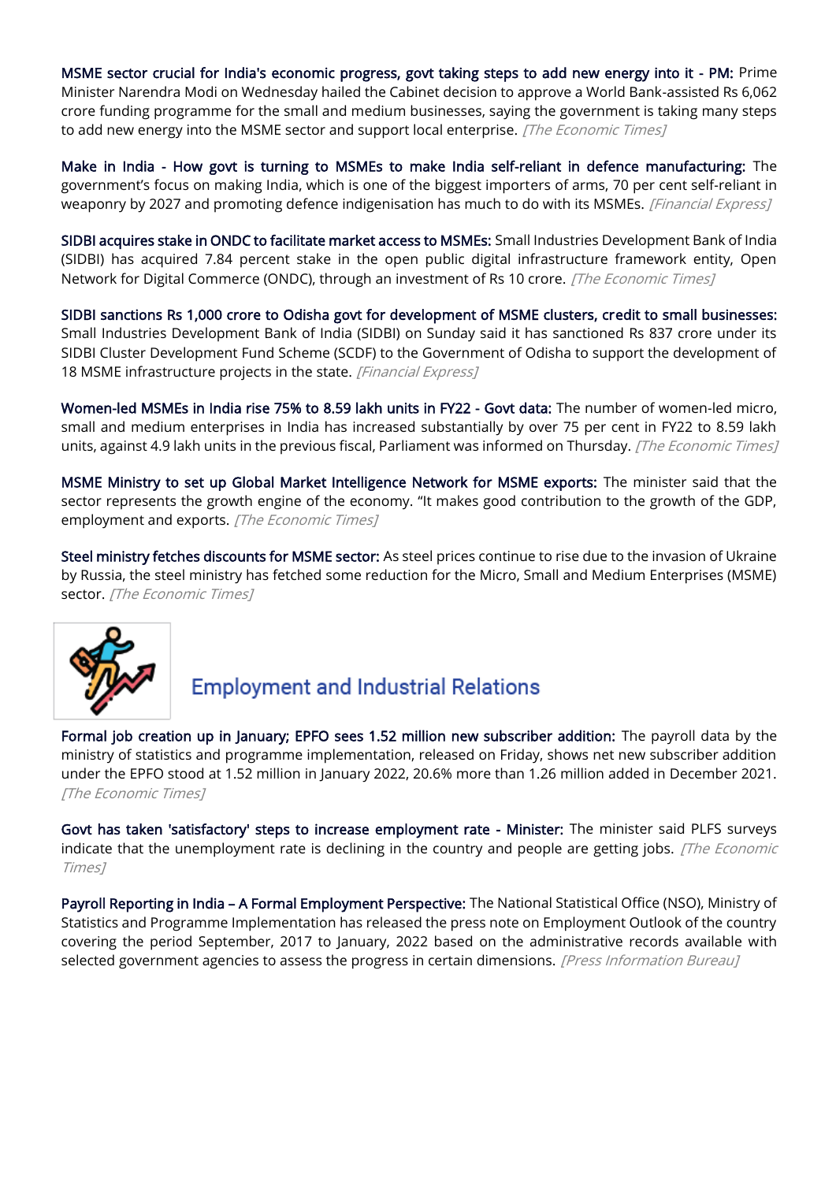**MSME sector crucial for India's economic progress, govt taking steps to add new energy into it - PM:** Prime Minister Narendra Modi on Wednesday hailed the Cabinet decision to approve a World Bank-assisted Rs 6,062 crore funding programme for the small and medium businesses, saying the government is taking many steps to add new energy into the MSME sector and support local enterprise. *[The Economic Times]*

**Make in India - How govt is turning to MSMEs to make India self-reliant in defence manufacturing:** The government's focus on making India, which is one of the biggest importers of arms, 70 per cent self-reliant in weaponry by 2027 and promoting defence indigenisation has much to do with its MSMEs. *[Financial Express]*

**SIDBI acquires stake in ONDC to facilitate market access to MSMEs:** Small Industries Development Bank of India (SIDBI) has acquired 7.84 percent stake in the open public digital infrastructure framework entity, Open Network for Digital Commerce (ONDC), through an investment of Rs 10 crore. *[The Economic Times]*

**SIDBI sanctions Rs 1,000 crore to Odisha govt for development of MSME clusters, credit to small businesses:** Small Industries Development Bank of India (SIDBI) on Sunday said it has sanctioned Rs 837 crore under its SIDBI Cluster Development Fund Scheme (SCDF) to the Government of Odisha to support the development of 18 MSME infrastructure projects in the state. *[Financial Express]*

**Women-led MSMEs in India rise 75% to 8.59 lakh units in FY22 - Govt data:** The number of women-led micro, small and medium enterprises in India has increased substantially by over 75 per cent in FY22 to 8.59 lakh units, against 4.9 lakh units in the previous fiscal, Parliament was informed on Thursday. *[The Economic Times]*

**MSME Ministry to set up Global Market Intelligence Network for MSME exports:** The minister said that the sector represents the growth engine of the economy. "It makes good contribution to the growth of the GDP, employment and exports. *[The Economic Times]*

**Steel ministry fetches discounts for MSME sector:** As steel prices continue to rise due to the invasion of Ukraine by Russia, the steel ministry has fetched some reduction for the Micro, Small and Medium Enterprises (MSME) sector. *[The Economic Times]*

## Employment and Industrial Relations

**Formal job creation up in January; EPFO sees 1.52 million new subscriber addition:** The payroll data by the ministry of statistics and programme implementation, released on Friday, shows net new subscriber addition under the EPFO stood at 1.52 million in January 2022, 20.6% more than 1.26 million added in December 2021. *[The Economic Times]*

**Govt has taken 'satisfactory' steps to increase employment rate - Minister:** The minister said PLFS surveys indicate that the unemployment rate is declining in the country and people are getting jobs. *[The Economic Times]*

**Payroll Reporting in India – A Formal Employment Perspective:** The National Statistical Office (NSO), Ministry of Statistics and Programme Implementation has released the press note on Employment Outlook of the country covering the period September, 2017 to January, 2022 based on the administrative records available with selected government agencies to assess the progress in certain dimensions. *[Press Information Bureau]*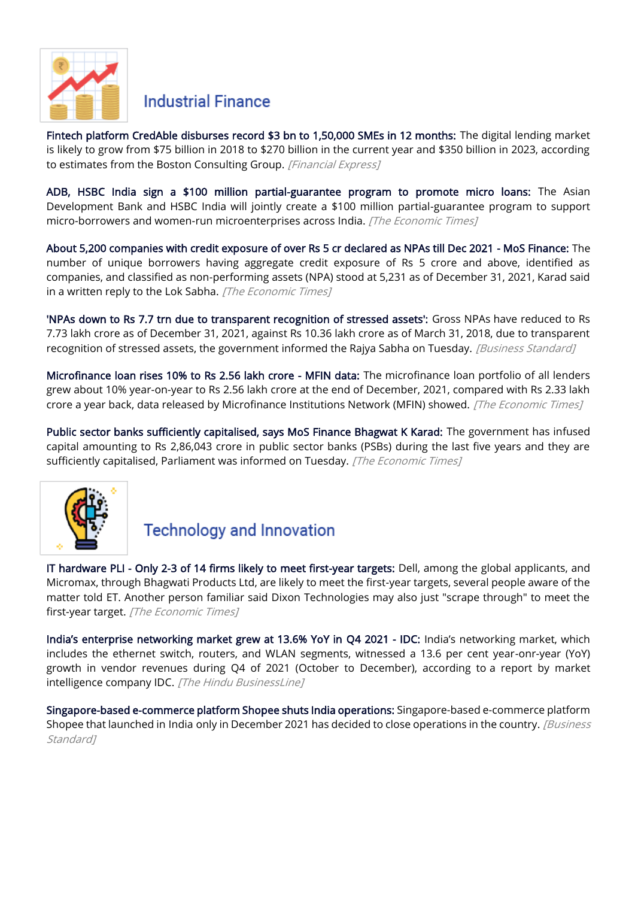## Industrial Finance

**Fintech platform CredAble disburses record $3 bn to 1,50,000 SMEs in 12 months:** The digital lending market is likely to grow from $75 billion in 2018 to $270 billion in the current year and $350 billion in 2023, according to estimates from the Boston Consulting Group. *[Financial Express]*

**ADB, HSBC India sign a $100 million partial-guarantee program to promote micro loans:** The Asian Development Bank and HSBC India will jointly create a $100 million partial-guarantee program to support micro-borrowers and women-run microenterprises across India. *[The Economic Times]*

**About 5,200 companies with credit exposure of over Rs 5 cr declared as NPAs till Dec 2021 - MoS Finance:** The number of unique borrowers having aggregate credit exposure of Rs 5 crore and above, identified as companies, and classified as non-performing assets (NPA) stood at 5,231 as of December 31, 2021, Karad said in a written reply to the Lok Sabha. *[The Economic Times]*

**'NPAs down to Rs 7.7 trn due to transparent recognition of stressed assets':** Gross NPAs have reduced to Rs 7.73 lakh crore as of December 31, 2021, against Rs 10.36 lakh crore as of March 31, 2018, due to transparent recognition of stressed assets, the government informed the Rajya Sabha on Tuesday. *[Business Standard]*

**Microfinance loan rises 10% to Rs 2.56 lakh crore - MFIN data:** The microfinance loan portfolio of all lenders grew about 10% year-on-year to Rs 2.56 lakh crore at the end of December, 2021, compared with Rs 2.33 lakh crore a year back, data released by Microfinance Institutions Network (MFIN) showed. *[The Economic Times]*

**Public sector banks sufficiently capitalised, says MoS Finance Bhagwat K Karad:** The government has infused capital amounting to Rs 2,86,043 crore in public sector banks (PSBs) during the last five years and they are sufficiently capitalised, Parliament was informed on Tuesday. *[The Economic Times]*

## Technology and Innovation

**IT hardware PLI - Only 2-3 of 14 firms likely to meet first-year targets:** Dell, among the global applicants, and Micromax, through Bhagwati Products Ltd, are likely to meet the first-year targets, several people aware of the matter told ET. Another person familiar said Dixon Technologies may also just "scrape through" to meet the first-year target. *[The Economic Times]*

**India's enterprise networking market grew at 13.6% YoY in Q4 2021 - IDC:** India's networking market, which includes the ethernet switch, routers, and WLAN segments, witnessed a 13.6 per cent year-onr-year (YoY) growth in vendor revenues during Q4 of 2021 (October to December), according to a report by market intelligence company IDC. *[The Hindu BusinessLine]*

**Singapore-based e-commerce platform Shopee shuts India operations:** Singapore-based e-commerce platform Shopee that launched in India only in December 2021 has decided to close operations in the country. *[Business Standard]*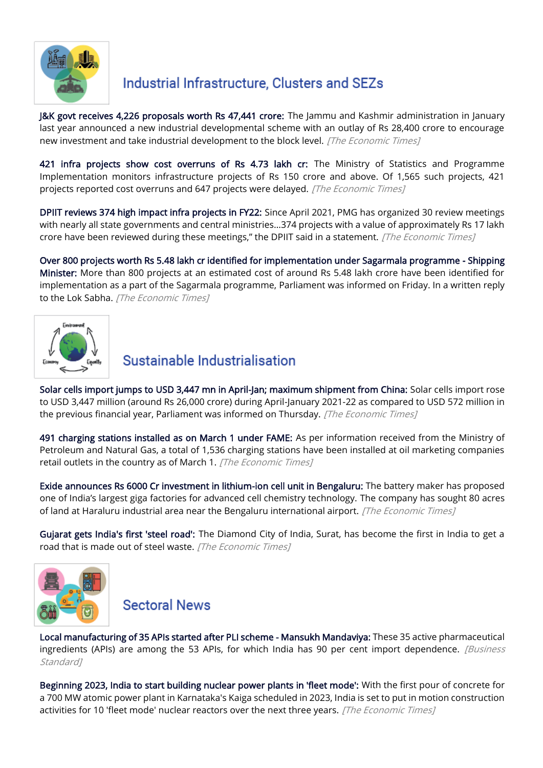## Industrial Infrastructure, Clusters and SEZs

**J&K govt receives 4,226 proposals worth Rs 47,441 crore:** The Jammu and Kashmir administration in January last year announced a new industrial developmental scheme with an outlay of Rs 28,400 crore to encourage new investment and take industrial development to the block level. *[The Economic Times]*

**421 infra projects show cost overruns of Rs 4.73 lakh cr:** The Ministry of Statistics and Programme Implementation monitors infrastructure projects of Rs 150 crore and above. Of 1,565 such projects, 421 projects reported cost overruns and 647 projects were delayed. *[The Economic Times]*

**DPIIT reviews 374 high impact infra projects in FY22:** Since April 2021, PMG has organized 30 review meetings with nearly all state governments and central ministries...374 projects with a value of approximately Rs 17 lakh crore have been reviewed during these meetings," the DPIIT said in a statement. *[The Economic Times]*

**Over 800 projects worth Rs 5.48 lakh cr identified for implementation under Sagarmala programme - Shipping Minister:** More than 800 projects at an estimated cost of around Rs 5.48 lakh crore have been identified for implementation as a part of the Sagarmala programme, Parliament was informed on Friday. In a written reply to the Lok Sabha. *[The Economic Times]*

## Sustainable Industrialisation

**Solar cells import jumps to USD 3,447 mn in April-Jan; maximum shipment from China:** Solar cells import rose to USD 3,447 million (around Rs 26,000 crore) during April-January 2021-22 as compared to USD 572 million in the previous financial year, Parliament was informed on Thursday. *[The Economic Times]*

**491 charging stations installed as on March 1 under FAME:** As per information received from the Ministry of Petroleum and Natural Gas, a total of 1,536 charging stations have been installed at oil marketing companies retail outlets in the country as of March 1. *[The Economic Times]*

**Exide announces Rs 6000 Cr investment in lithium-ion cell unit in Bengaluru:** The battery maker has proposed one of India's largest giga factories for advanced cell chemistry technology. The company has sought 80 acres of land at Haraluru industrial area near the Bengaluru international airport. *[The Economic Times]*

**Gujarat gets India's first 'steel road':** The Diamond City of India, Surat, has become the first in India to get a road that is made out of steel waste. *[The Economic Times]*

## Sectoral News

**Local manufacturing of 35 APIs started after PLI scheme - Mansukh Mandaviya:** These 35 active pharmaceutical ingredients (APIs) are among the 53 APIs, for which India has 90 per cent import dependence. *[Business Standard]*

**Beginning 2023, India to start building nuclear power plants in 'fleet mode':** With the first pour of concrete for a 700 MW atomic power plant in Karnataka's Kaiga scheduled in 2023, India is set to put in motion construction activities for 10 'fleet mode' nuclear reactors over the next three years. *[The Economic Times]*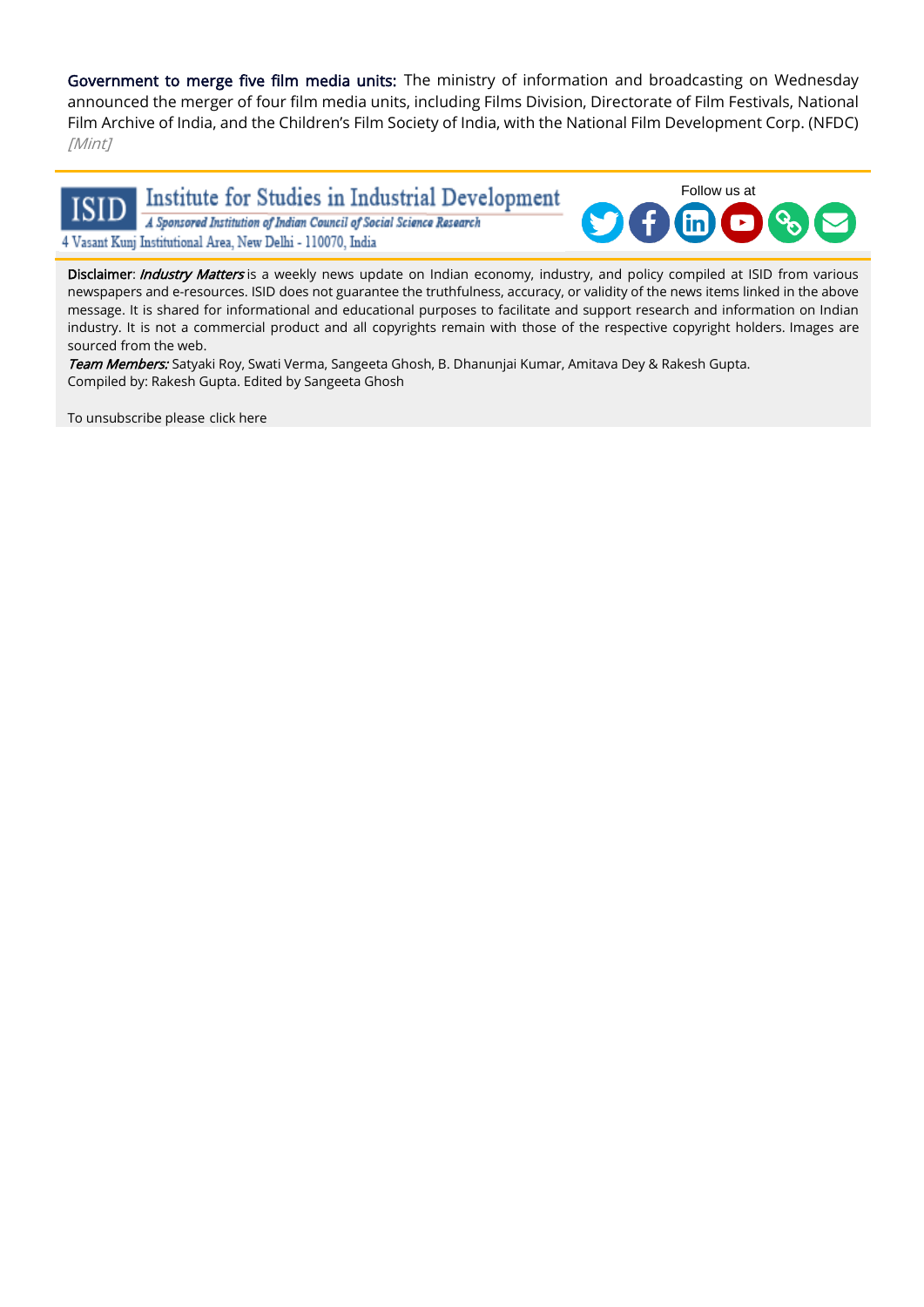**Government to merge five film media units:** The ministry of information and broadcasting on Wednesday announced the merger of four film media units, including Films Division, Directorate of Film Festivals, National Film Archive of India, and the Children's Film Society of India, with the National Film Development Corp. (NFDC) *[Mint]*

---

**Institute for Studies in Industrial Development**

*A Sponsored Institution of Indian Council of Social Science Research*

4 Vasant Kunj Institutional Area, New Delhi - 110070, India

Follow us at

---

**Disclaimer**: ***Industry Matters*** is a weekly news update on Indian economy, industry, and policy compiled at ISID from various newspapers and e-resources. ISID does not guarantee the truthfulness, accuracy, or validity of the news items linked in the above message. It is shared for informational and educational purposes to facilitate and support research and information on Indian industry. It is not a commercial product and all copyrights remain with those of the respective copyright holders. Images are sourced from the web.

***Team Members:*** Satyaki Roy, Swati Verma, Sangeeta Ghosh, B. Dhanunjai Kumar, Amitava Dey & Rakesh Gupta.

Compiled by: Rakesh Gupta. Edited by Sangeeta Ghosh

To unsubscribe please click here